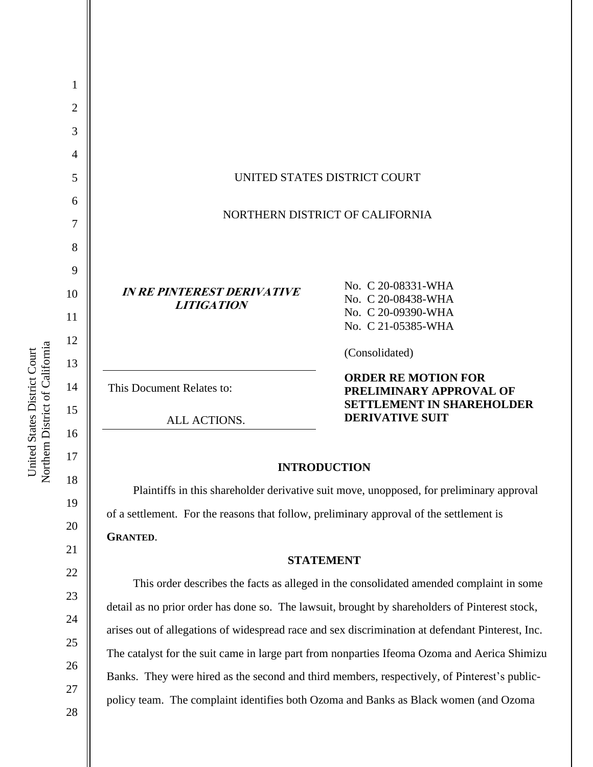UNITED STATES DISTRICT COURT

NORTHERN DISTRICT OF CALIFORNIA

***IN RE PINTEREST DERIVATIVE LITIGATION***

No. C 20-08331-WHA
No. C 20-08438-WHA
No. C 20-09390-WHA
No. C 21-05385-WHA

(Consolidated)

This Document Relates to:

ALL ACTIONS.

**ORDER RE MOTION FOR PRELIMINARY APPROVAL OF SETTLEMENT IN SHAREHOLDER DERIVATIVE SUIT**

## INTRODUCTION

Plaintiffs in this shareholder derivative suit move, unopposed, for preliminary approval of a settlement. For the reasons that follow, preliminary approval of the settlement is **GRANTED**.

## STATEMENT

This order describes the facts as alleged in the consolidated amended complaint in some detail as no prior order has done so. The lawsuit, brought by shareholders of Pinterest stock, arises out of allegations of widespread race and sex discrimination at defendant Pinterest, Inc. The catalyst for the suit came in large part from nonparties Ifeoma Ozoma and Aerica Shimizu Banks. They were hired as the second and third members, respectively, of Pinterest's public-policy team. The complaint identifies both Ozoma and Banks as Black women (and Ozoma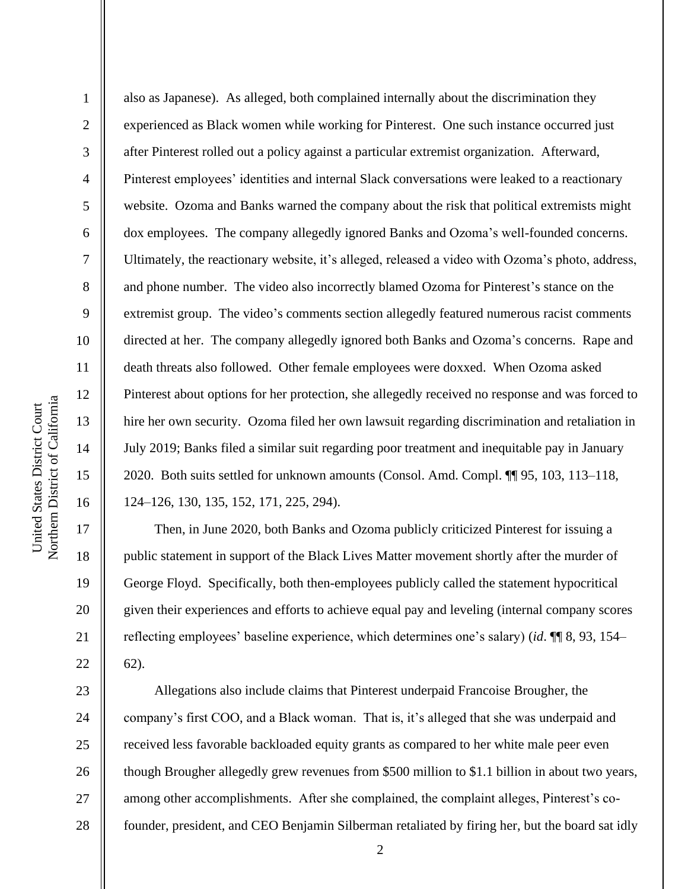also as Japanese). As alleged, both complained internally about the discrimination they experienced as Black women while working for Pinterest. One such instance occurred just after Pinterest rolled out a policy against a particular extremist organization. Afterward, Pinterest employees' identities and internal Slack conversations were leaked to a reactionary website. Ozoma and Banks warned the company about the risk that political extremists might dox employees. The company allegedly ignored Banks and Ozoma's well-founded concerns. Ultimately, the reactionary website, it's alleged, released a video with Ozoma's photo, address, and phone number. The video also incorrectly blamed Ozoma for Pinterest's stance on the extremist group. The video's comments section allegedly featured numerous racist comments directed at her. The company allegedly ignored both Banks and Ozoma's concerns. Rape and death threats also followed. Other female employees were doxxed. When Ozoma asked Pinterest about options for her protection, she allegedly received no response and was forced to hire her own security. Ozoma filed her own lawsuit regarding discrimination and retaliation in July 2019; Banks filed a similar suit regarding poor treatment and inequitable pay in January 2020. Both suits settled for unknown amounts (Consol. Amd. Compl. ¶¶ 95, 103, 113–118, 124–126, 130, 135, 152, 171, 225, 294).

Then, in June 2020, both Banks and Ozoma publicly criticized Pinterest for issuing a public statement in support of the Black Lives Matter movement shortly after the murder of George Floyd. Specifically, both then-employees publicly called the statement hypocritical given their experiences and efforts to achieve equal pay and leveling (internal company scores reflecting employees' baseline experience, which determines one's salary) (*id*. ¶¶ 8, 93, 154–62).

Allegations also include claims that Pinterest underpaid Francoise Brougher, the company's first COO, and a Black woman. That is, it's alleged that she was underpaid and received less favorable backloaded equity grants as compared to her white male peer even though Brougher allegedly grew revenues from $500 million to $1.1 billion in about two years, among other accomplishments. After she complained, the complaint alleges, Pinterest's co-founder, president, and CEO Benjamin Silberman retaliated by firing her, but the board sat idly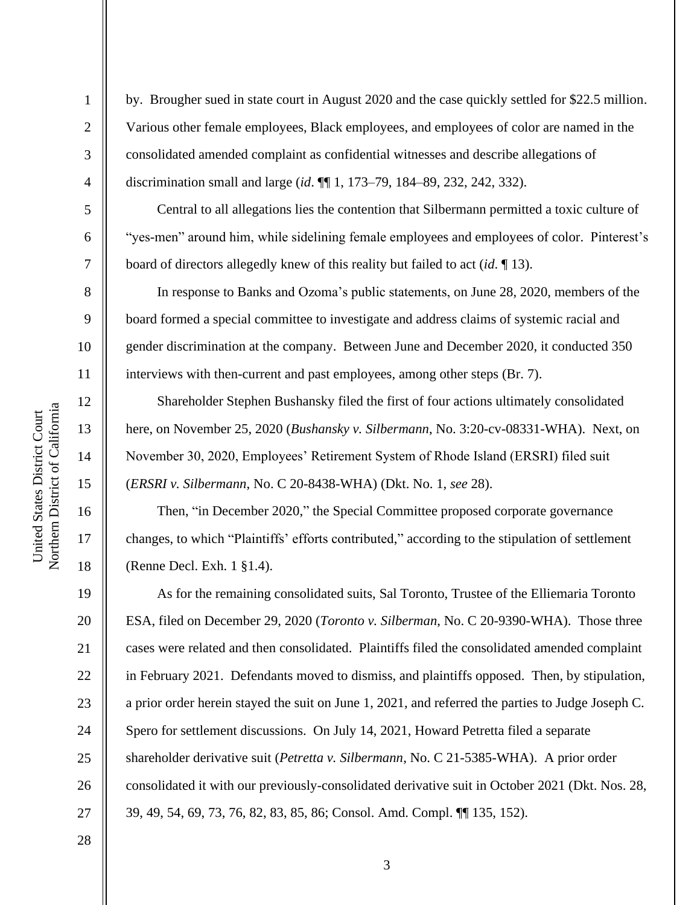by. Brougher sued in state court in August 2020 and the case quickly settled for $22.5 million. Various other female employees, Black employees, and employees of color are named in the consolidated amended complaint as confidential witnesses and describe allegations of discrimination small and large (*id*. ¶¶ 1, 173–79, 184–89, 232, 242, 332).

Central to all allegations lies the contention that Silbermann permitted a toxic culture of "yes-men" around him, while sidelining female employees and employees of color. Pinterest's board of directors allegedly knew of this reality but failed to act (*id*. ¶ 13).

In response to Banks and Ozoma's public statements, on June 28, 2020, members of the board formed a special committee to investigate and address claims of systemic racial and gender discrimination at the company. Between June and December 2020, it conducted 350 interviews with then-current and past employees, among other steps (Br. 7).

Shareholder Stephen Bushansky filed the first of four actions ultimately consolidated here, on November 25, 2020 (*Bushansky v. Silbermann*, No. 3:20-cv-08331-WHA). Next, on November 30, 2020, Employees' Retirement System of Rhode Island (ERSRI) filed suit (*ERSRI v. Silbermann*, No. C 20-8438-WHA) (Dkt. No. 1, *see* 28).

Then, "in December 2020," the Special Committee proposed corporate governance changes, to which "Plaintiffs' efforts contributed," according to the stipulation of settlement (Renne Decl. Exh. 1 §1.4).

As for the remaining consolidated suits, Sal Toronto, Trustee of the Elliemaria Toronto ESA, filed on December 29, 2020 (*Toronto v. Silberman*, No. C 20-9390-WHA). Those three cases were related and then consolidated. Plaintiffs filed the consolidated amended complaint in February 2021. Defendants moved to dismiss, and plaintiffs opposed. Then, by stipulation, a prior order herein stayed the suit on June 1, 2021, and referred the parties to Judge Joseph C. Spero for settlement discussions. On July 14, 2021, Howard Petretta filed a separate shareholder derivative suit (*Petretta v. Silbermann*, No. C 21-5385-WHA). A prior order consolidated it with our previously-consolidated derivative suit in October 2021 (Dkt. Nos. 28, 39, 49, 54, 69, 73, 76, 82, 83, 85, 86; Consol. Amd. Compl. ¶¶ 135, 152).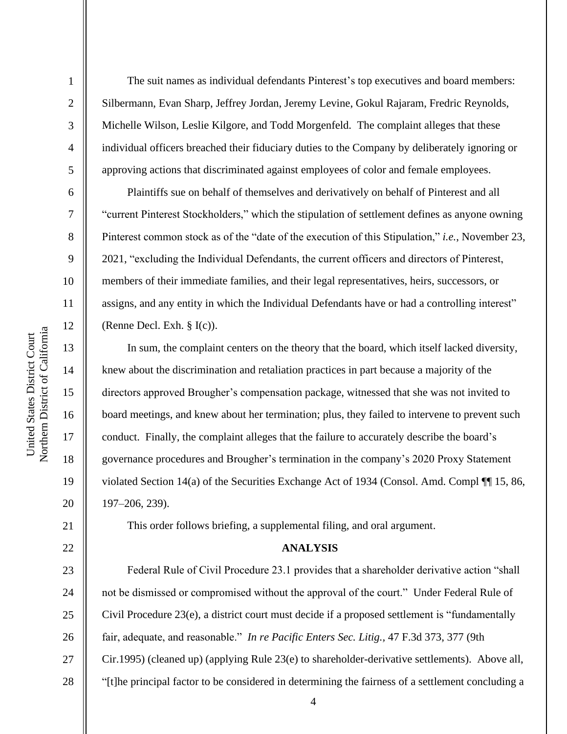The suit names as individual defendants Pinterest's top executives and board members: Silbermann, Evan Sharp, Jeffrey Jordan, Jeremy Levine, Gokul Rajaram, Fredric Reynolds, Michelle Wilson, Leslie Kilgore, and Todd Morgenfeld. The complaint alleges that these individual officers breached their fiduciary duties to the Company by deliberately ignoring or approving actions that discriminated against employees of color and female employees.

Plaintiffs sue on behalf of themselves and derivatively on behalf of Pinterest and all "current Pinterest Stockholders," which the stipulation of settlement defines as anyone owning Pinterest common stock as of the "date of the execution of this Stipulation," *i.e.*, November 23, 2021, "excluding the Individual Defendants, the current officers and directors of Pinterest, members of their immediate families, and their legal representatives, heirs, successors, or assigns, and any entity in which the Individual Defendants have or had a controlling interest" (Renne Decl. Exh. § I(c)).

In sum, the complaint centers on the theory that the board, which itself lacked diversity, knew about the discrimination and retaliation practices in part because a majority of the directors approved Brougher's compensation package, witnessed that she was not invited to board meetings, and knew about her termination; plus, they failed to intervene to prevent such conduct. Finally, the complaint alleges that the failure to accurately describe the board's governance procedures and Brougher's termination in the company's 2020 Proxy Statement violated Section 14(a) of the Securities Exchange Act of 1934 (Consol. Amd. Compl ¶¶ 15, 86, 197–206, 239).

This order follows briefing, a supplemental filing, and oral argument.

## ANALYSIS

Federal Rule of Civil Procedure 23.1 provides that a shareholder derivative action "shall not be dismissed or compromised without the approval of the court." Under Federal Rule of Civil Procedure 23(e), a district court must decide if a proposed settlement is "fundamentally fair, adequate, and reasonable." *In re Pacific Enters Sec. Litig.*, 47 F.3d 373, 377 (9th Cir.1995) (cleaned up) (applying Rule 23(e) to shareholder-derivative settlements). Above all, "[t]he principal factor to be considered in determining the fairness of a settlement concluding a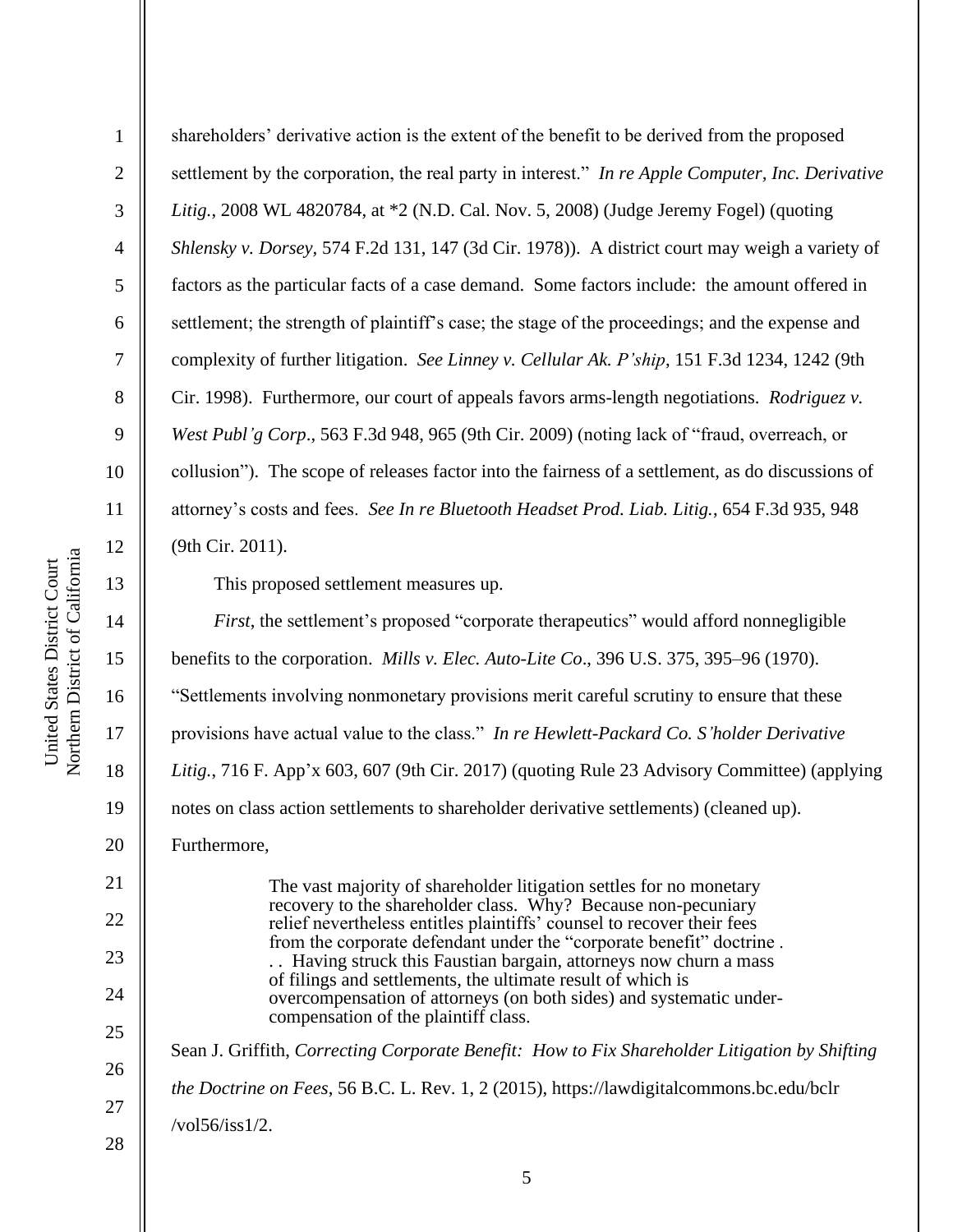shareholders' derivative action is the extent of the benefit to be derived from the proposed settlement by the corporation, the real party in interest." *In re Apple Computer, Inc. Derivative Litig.*, 2008 WL 4820784, at *2 (N.D. Cal. Nov. 5, 2008) (Judge Jeremy Fogel) (quoting *Shlensky v. Dorsey*, 574 F.2d 131, 147 (3d Cir. 1978)). A district court may weigh a variety of factors as the particular facts of a case demand. Some factors include: the amount offered in settlement; the strength of plaintiff's case; the stage of the proceedings; and the expense and complexity of further litigation. *See Linney v. Cellular Ak. P'ship*, 151 F.3d 1234, 1242 (9th Cir. 1998). Furthermore, our court of appeals favors arms-length negotiations. *Rodriguez v. West Publ'g Corp*., 563 F.3d 948, 965 (9th Cir. 2009) (noting lack of "fraud, overreach, or collusion"). The scope of releases factor into the fairness of a settlement, as do discussions of attorney's costs and fees. *See In re Bluetooth Headset Prod. Liab. Litig.*, 654 F.3d 935, 948 (9th Cir. 2011).

This proposed settlement measures up.

*First*, the settlement's proposed "corporate therapeutics" would afford nonnegligible benefits to the corporation. *Mills v. Elec. Auto-Lite Co*., 396 U.S. 375, 395–96 (1970). "Settlements involving nonmonetary provisions merit careful scrutiny to ensure that these provisions have actual value to the class." *In re Hewlett-Packard Co. S'holder Derivative Litig.*, 716 F. App'x 603, 607 (9th Cir. 2017) (quoting Rule 23 Advisory Committee) (applying notes on class action settlements to shareholder derivative settlements) (cleaned up). Furthermore,

> The vast majority of shareholder litigation settles for no monetary recovery to the shareholder class. Why? Because non-pecuniary relief nevertheless entitles plaintiffs' counsel to recover their fees from the corporate defendant under the "corporate benefit" doctrine . . . Having struck this Faustian bargain, attorneys now churn a mass of filings and settlements, the ultimate result of which is overcompensation of attorneys (on both sides) and systematic under-compensation of the plaintiff class.

Sean J. Griffith, *Correcting Corporate Benefit: How to Fix Shareholder Litigation by Shifting the Doctrine on Fees*, 56 B.C. L. Rev. 1, 2 (2015), https://lawdigitalcommons.bc.edu/bclr/vol56/iss1/2.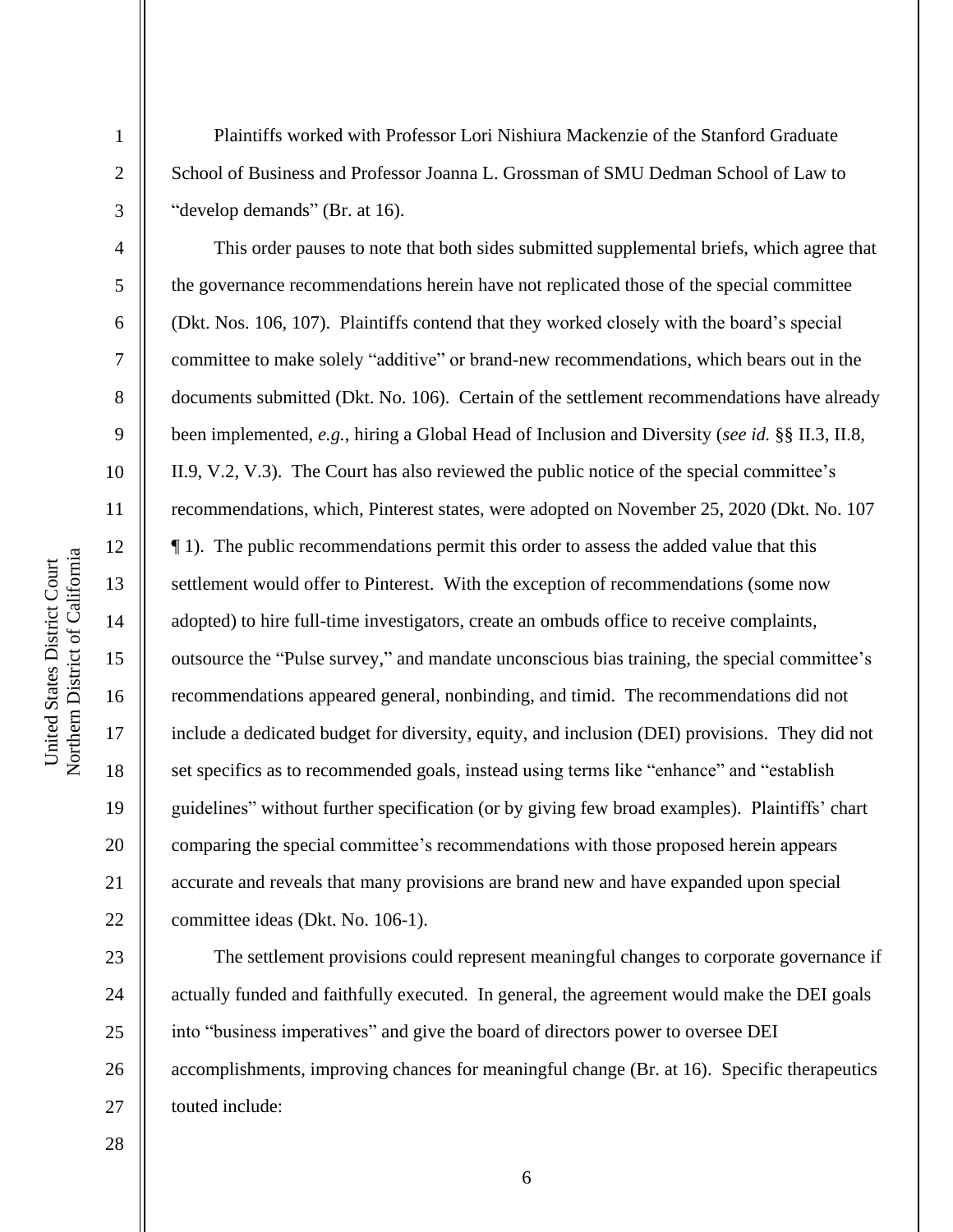Plaintiffs worked with Professor Lori Nishiura Mackenzie of the Stanford Graduate School of Business and Professor Joanna L. Grossman of SMU Dedman School of Law to "develop demands" (Br. at 16).

This order pauses to note that both sides submitted supplemental briefs, which agree that the governance recommendations herein have not replicated those of the special committee (Dkt. Nos. 106, 107). Plaintiffs contend that they worked closely with the board's special committee to make solely "additive" or brand-new recommendations, which bears out in the documents submitted (Dkt. No. 106). Certain of the settlement recommendations have already been implemented, *e.g.*, hiring a Global Head of Inclusion and Diversity (*see id.* §§ II.3, II.8, II.9, V.2, V.3). The Court has also reviewed the public notice of the special committee's recommendations, which, Pinterest states, were adopted on November 25, 2020 (Dkt. No. 107 ¶ 1). The public recommendations permit this order to assess the added value that this settlement would offer to Pinterest. With the exception of recommendations (some now adopted) to hire full-time investigators, create an ombuds office to receive complaints, outsource the "Pulse survey," and mandate unconscious bias training, the special committee's recommendations appeared general, nonbinding, and timid. The recommendations did not include a dedicated budget for diversity, equity, and inclusion (DEI) provisions. They did not set specifics as to recommended goals, instead using terms like "enhance" and "establish guidelines" without further specification (or by giving few broad examples). Plaintiffs' chart comparing the special committee's recommendations with those proposed herein appears accurate and reveals that many provisions are brand new and have expanded upon special committee ideas (Dkt. No. 106-1).

The settlement provisions could represent meaningful changes to corporate governance if actually funded and faithfully executed. In general, the agreement would make the DEI goals into "business imperatives" and give the board of directors power to oversee DEI accomplishments, improving chances for meaningful change (Br. at 16). Specific therapeutics touted include: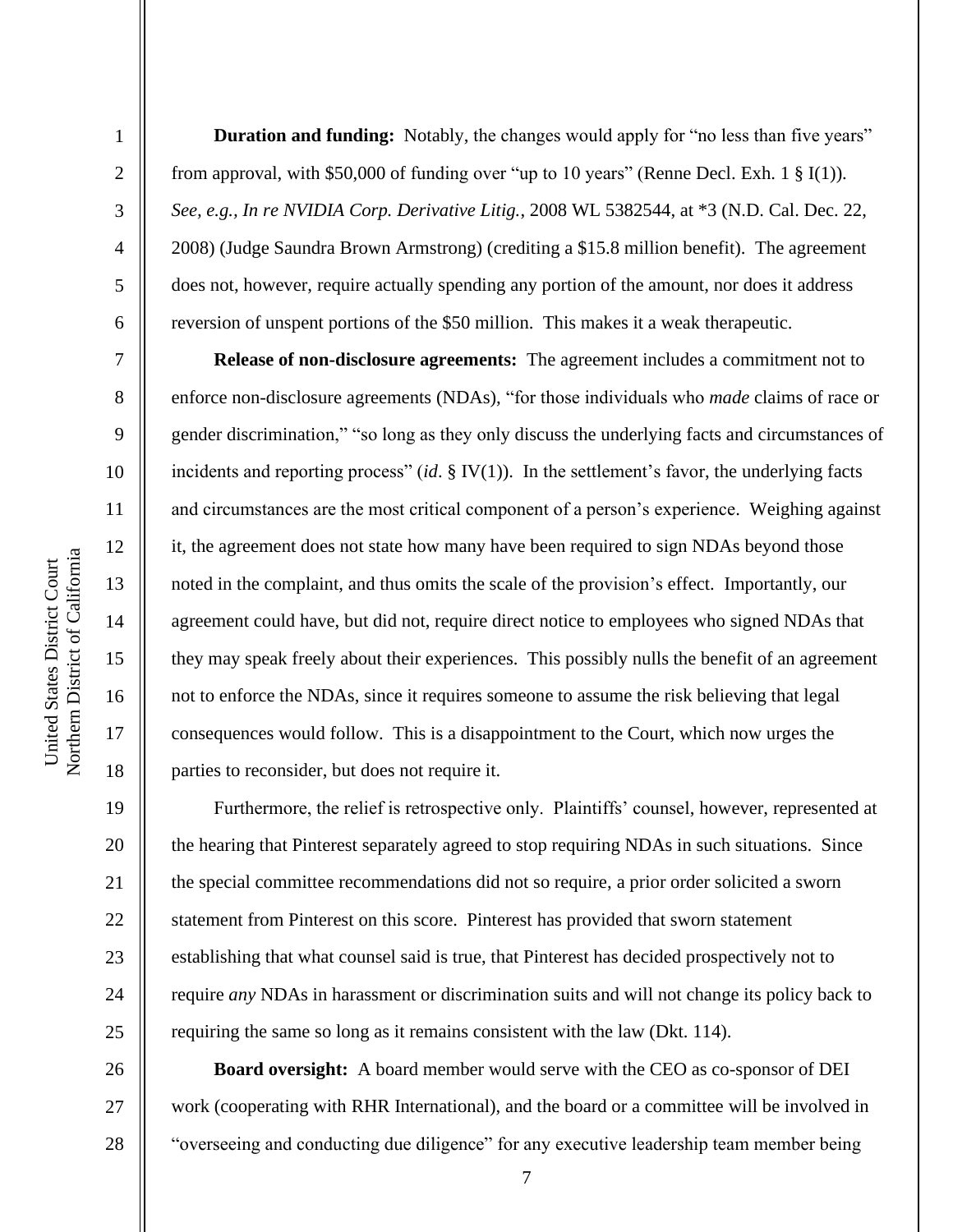**Duration and funding:** Notably, the changes would apply for "no less than five years" from approval, with $50,000 of funding over "up to 10 years" (Renne Decl. Exh. 1 § I(1)). *See, e.g., In re NVIDIA Corp. Derivative Litig.*, 2008 WL 5382544, at *3 (N.D. Cal. Dec. 22, 2008) (Judge Saundra Brown Armstrong) (crediting a $15.8 million benefit). The agreement does not, however, require actually spending any portion of the amount, nor does it address reversion of unspent portions of the $50 million. This makes it a weak therapeutic.

**Release of non-disclosure agreements:** The agreement includes a commitment not to enforce non-disclosure agreements (NDAs), "for those individuals who *made* claims of race or gender discrimination," "so long as they only discuss the underlying facts and circumstances of incidents and reporting process" (*id*. § IV(1)). In the settlement's favor, the underlying facts and circumstances are the most critical component of a person's experience. Weighing against it, the agreement does not state how many have been required to sign NDAs beyond those noted in the complaint, and thus omits the scale of the provision's effect. Importantly, our agreement could have, but did not, require direct notice to employees who signed NDAs that they may speak freely about their experiences. This possibly nulls the benefit of an agreement not to enforce the NDAs, since it requires someone to assume the risk believing that legal consequences would follow. This is a disappointment to the Court, which now urges the parties to reconsider, but does not require it.

Furthermore, the relief is retrospective only. Plaintiffs' counsel, however, represented at the hearing that Pinterest separately agreed to stop requiring NDAs in such situations. Since the special committee recommendations did not so require, a prior order solicited a sworn statement from Pinterest on this score. Pinterest has provided that sworn statement establishing that what counsel said is true, that Pinterest has decided prospectively not to require *any* NDAs in harassment or discrimination suits and will not change its policy back to requiring the same so long as it remains consistent with the law (Dkt. 114).

**Board oversight:** A board member would serve with the CEO as co-sponsor of DEI work (cooperating with RHR International), and the board or a committee will be involved in "overseeing and conducting due diligence" for any executive leadership team member being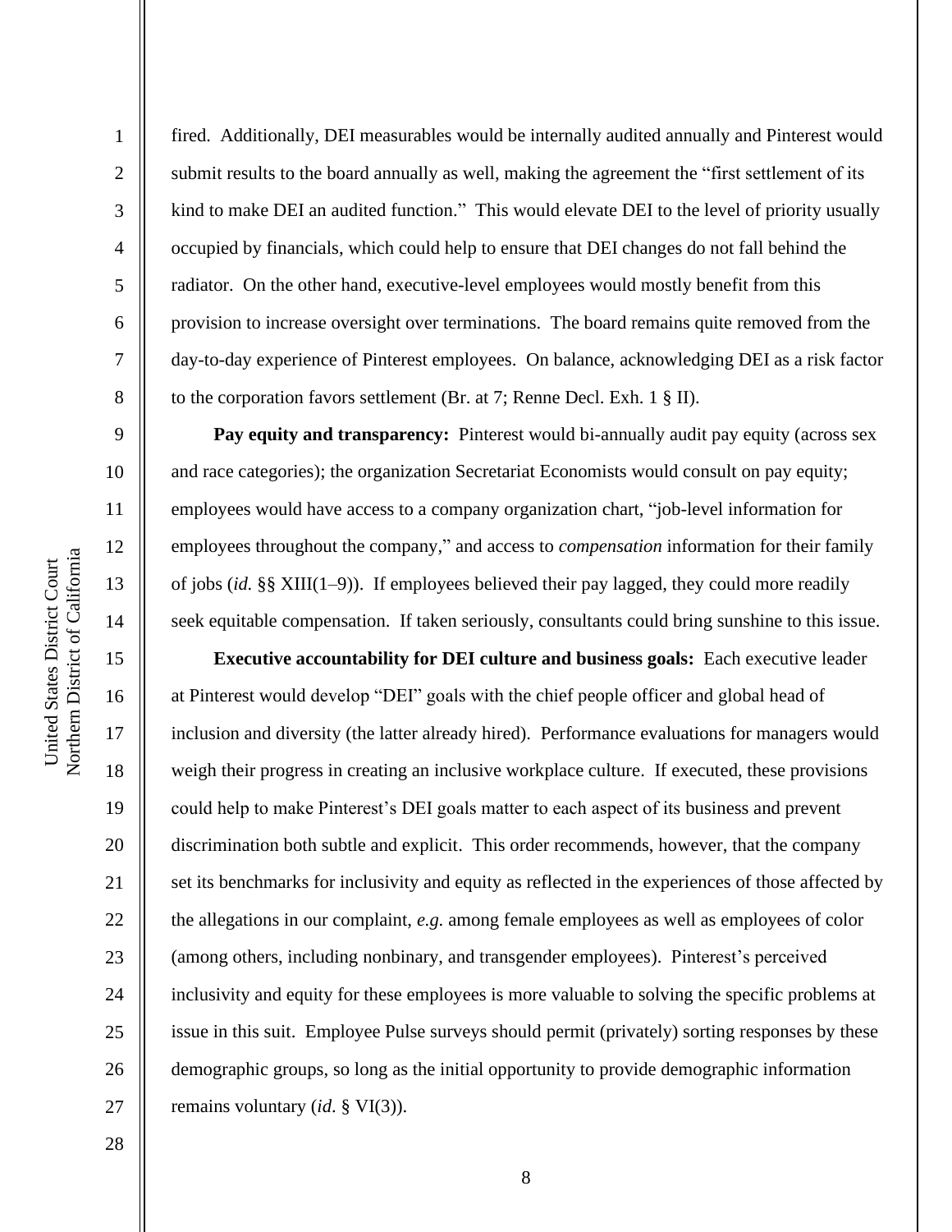fired. Additionally, DEI measurables would be internally audited annually and Pinterest would submit results to the board annually as well, making the agreement the "first settlement of its kind to make DEI an audited function." This would elevate DEI to the level of priority usually occupied by financials, which could help to ensure that DEI changes do not fall behind the radiator. On the other hand, executive-level employees would mostly benefit from this provision to increase oversight over terminations. The board remains quite removed from the day-to-day experience of Pinterest employees. On balance, acknowledging DEI as a risk factor to the corporation favors settlement (Br. at 7; Renne Decl. Exh. 1 § II).

**Pay equity and transparency:** Pinterest would bi-annually audit pay equity (across sex and race categories); the organization Secretariat Economists would consult on pay equity; employees would have access to a company organization chart, "job-level information for employees throughout the company," and access to *compensation* information for their family of jobs (*id.* §§ XIII(1–9)). If employees believed their pay lagged, they could more readily seek equitable compensation. If taken seriously, consultants could bring sunshine to this issue.

**Executive accountability for DEI culture and business goals:** Each executive leader at Pinterest would develop "DEI" goals with the chief people officer and global head of inclusion and diversity (the latter already hired). Performance evaluations for managers would weigh their progress in creating an inclusive workplace culture. If executed, these provisions could help to make Pinterest's DEI goals matter to each aspect of its business and prevent discrimination both subtle and explicit. This order recommends, however, that the company set its benchmarks for inclusivity and equity as reflected in the experiences of those affected by the allegations in our complaint, *e.g.* among female employees as well as employees of color (among others, including nonbinary, and transgender employees). Pinterest's perceived inclusivity and equity for these employees is more valuable to solving the specific problems at issue in this suit. Employee Pulse surveys should permit (privately) sorting responses by these demographic groups, so long as the initial opportunity to provide demographic information remains voluntary (*id*. § VI(3)).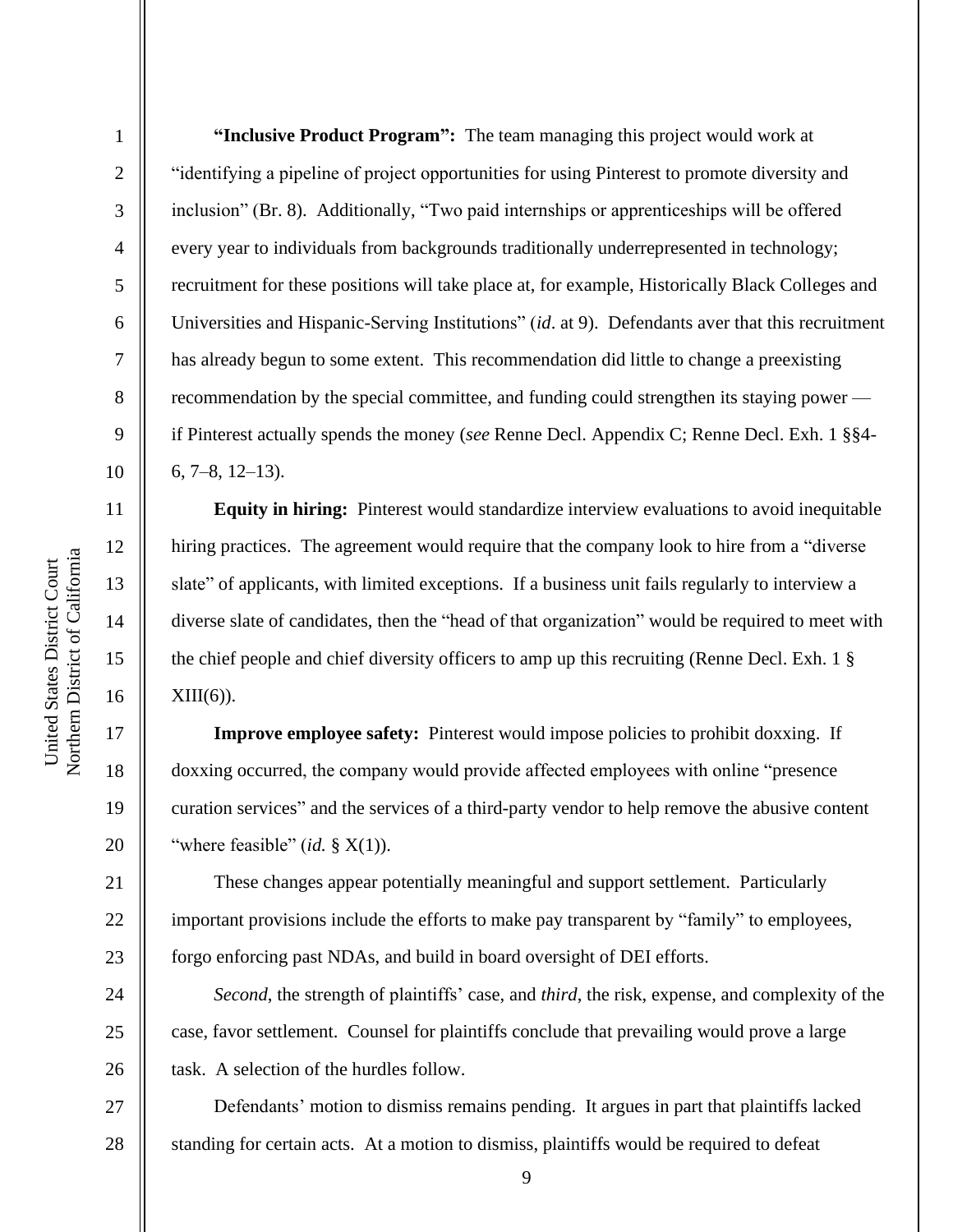**"Inclusive Product Program":** The team managing this project would work at "identifying a pipeline of project opportunities for using Pinterest to promote diversity and inclusion" (Br. 8). Additionally, "Two paid internships or apprenticeships will be offered every year to individuals from backgrounds traditionally underrepresented in technology; recruitment for these positions will take place at, for example, Historically Black Colleges and Universities and Hispanic-Serving Institutions" (*id*. at 9). Defendants aver that this recruitment has already begun to some extent. This recommendation did little to change a preexisting recommendation by the special committee, and funding could strengthen its staying power — if Pinterest actually spends the money (*see* Renne Decl. Appendix C; Renne Decl. Exh. 1 §§4-6, 7–8, 12–13).

**Equity in hiring:** Pinterest would standardize interview evaluations to avoid inequitable hiring practices. The agreement would require that the company look to hire from a "diverse slate" of applicants, with limited exceptions. If a business unit fails regularly to interview a diverse slate of candidates, then the "head of that organization" would be required to meet with the chief people and chief diversity officers to amp up this recruiting (Renne Decl. Exh. 1 § XIII(6)).

**Improve employee safety:** Pinterest would impose policies to prohibit doxxing. If doxxing occurred, the company would provide affected employees with online "presence curation services" and the services of a third-party vendor to help remove the abusive content "where feasible" (*id.* § X(1)).

These changes appear potentially meaningful and support settlement. Particularly important provisions include the efforts to make pay transparent by "family" to employees, forgo enforcing past NDAs, and build in board oversight of DEI efforts.

*Second*, the strength of plaintiffs' case, and *third*, the risk, expense, and complexity of the case, favor settlement. Counsel for plaintiffs conclude that prevailing would prove a large task. A selection of the hurdles follow.

Defendants' motion to dismiss remains pending. It argues in part that plaintiffs lacked standing for certain acts. At a motion to dismiss, plaintiffs would be required to defeat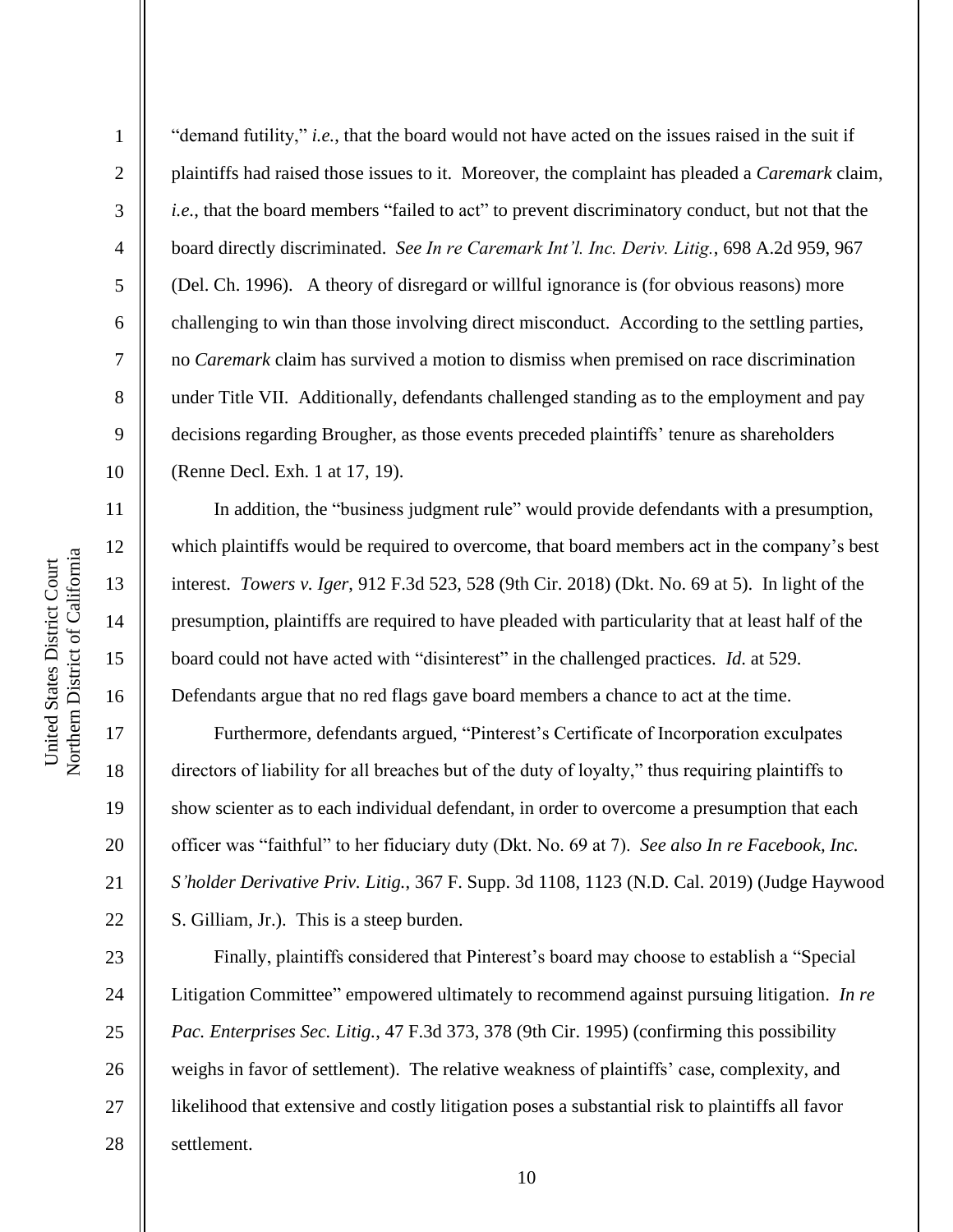"demand futility," *i.e.*, that the board would not have acted on the issues raised in the suit if plaintiffs had raised those issues to it. Moreover, the complaint has pleaded a *Caremark* claim, *i.e.*, that the board members "failed to act" to prevent discriminatory conduct, but not that the board directly discriminated. *See In re Caremark Int'l. Inc. Deriv. Litig.*, 698 A.2d 959, 967 (Del. Ch. 1996). A theory of disregard or willful ignorance is (for obvious reasons) more challenging to win than those involving direct misconduct. According to the settling parties, no *Caremark* claim has survived a motion to dismiss when premised on race discrimination under Title VII. Additionally, defendants challenged standing as to the employment and pay decisions regarding Brougher, as those events preceded plaintiffs' tenure as shareholders (Renne Decl. Exh. 1 at 17, 19).

In addition, the "business judgment rule" would provide defendants with a presumption, which plaintiffs would be required to overcome, that board members act in the company's best interest. *Towers v. Iger*, 912 F.3d 523, 528 (9th Cir. 2018) (Dkt. No. 69 at 5). In light of the presumption, plaintiffs are required to have pleaded with particularity that at least half of the board could not have acted with "disinterest" in the challenged practices. *Id*. at 529. Defendants argue that no red flags gave board members a chance to act at the time.

Furthermore, defendants argued, "Pinterest's Certificate of Incorporation exculpates directors of liability for all breaches but of the duty of loyalty," thus requiring plaintiffs to show scienter as to each individual defendant, in order to overcome a presumption that each officer was "faithful" to her fiduciary duty (Dkt. No. 69 at 7). *See also In re Facebook, Inc. S'holder Derivative Priv. Litig.*, 367 F. Supp. 3d 1108, 1123 (N.D. Cal. 2019) (Judge Haywood S. Gilliam, Jr.). This is a steep burden.

Finally, plaintiffs considered that Pinterest's board may choose to establish a "Special Litigation Committee" empowered ultimately to recommend against pursuing litigation. *In re Pac. Enterprises Sec. Litig.*, 47 F.3d 373, 378 (9th Cir. 1995) (confirming this possibility weighs in favor of settlement). The relative weakness of plaintiffs' case, complexity, and likelihood that extensive and costly litigation poses a substantial risk to plaintiffs all favor settlement.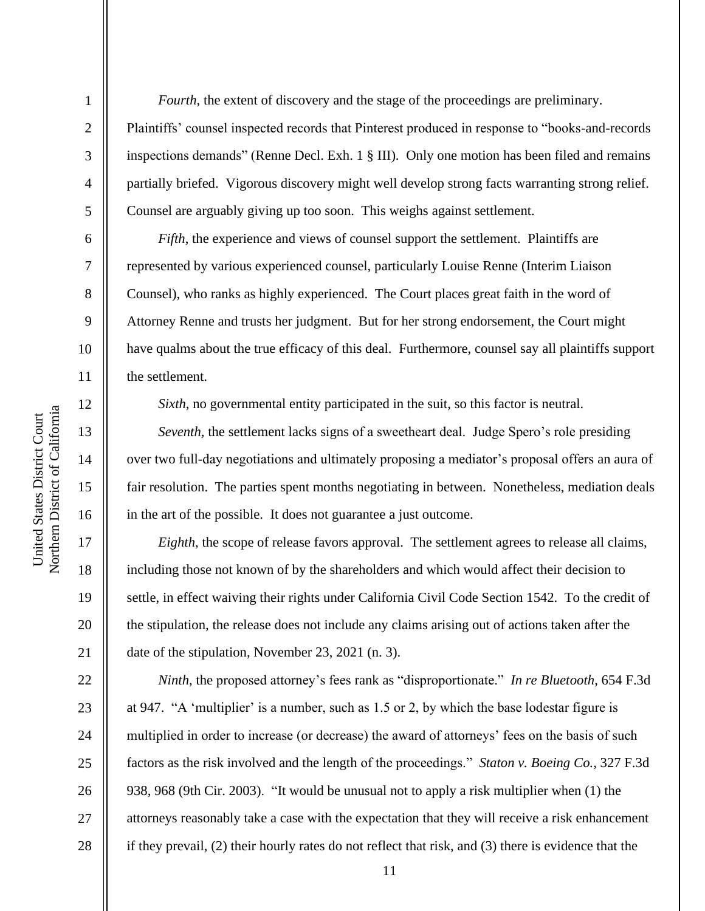*Fourth*, the extent of discovery and the stage of the proceedings are preliminary. Plaintiffs' counsel inspected records that Pinterest produced in response to "books-and-records inspections demands" (Renne Decl. Exh. 1 § III). Only one motion has been filed and remains partially briefed. Vigorous discovery might well develop strong facts warranting strong relief. Counsel are arguably giving up too soon. This weighs against settlement.

*Fifth*, the experience and views of counsel support the settlement. Plaintiffs are represented by various experienced counsel, particularly Louise Renne (Interim Liaison Counsel), who ranks as highly experienced. The Court places great faith in the word of Attorney Renne and trusts her judgment. But for her strong endorsement, the Court might have qualms about the true efficacy of this deal. Furthermore, counsel say all plaintiffs support the settlement.

*Sixth*, no governmental entity participated in the suit, so this factor is neutral.

*Seventh*, the settlement lacks signs of a sweetheart deal. Judge Spero's role presiding over two full-day negotiations and ultimately proposing a mediator's proposal offers an aura of fair resolution. The parties spent months negotiating in between. Nonetheless, mediation deals in the art of the possible. It does not guarantee a just outcome.

*Eighth*, the scope of release favors approval. The settlement agrees to release all claims, including those not known of by the shareholders and which would affect their decision to settle, in effect waiving their rights under California Civil Code Section 1542. To the credit of the stipulation, the release does not include any claims arising out of actions taken after the date of the stipulation, November 23, 2021 (n. 3).

*Ninth*, the proposed attorney's fees rank as "disproportionate." *In re Bluetooth*, 654 F.3d at 947. "A 'multiplier' is a number, such as 1.5 or 2, by which the base lodestar figure is multiplied in order to increase (or decrease) the award of attorneys' fees on the basis of such factors as the risk involved and the length of the proceedings." *Staton v. Boeing Co.*, 327 F.3d 938, 968 (9th Cir. 2003). "It would be unusual not to apply a risk multiplier when (1) the attorneys reasonably take a case with the expectation that they will receive a risk enhancement if they prevail, (2) their hourly rates do not reflect that risk, and (3) there is evidence that the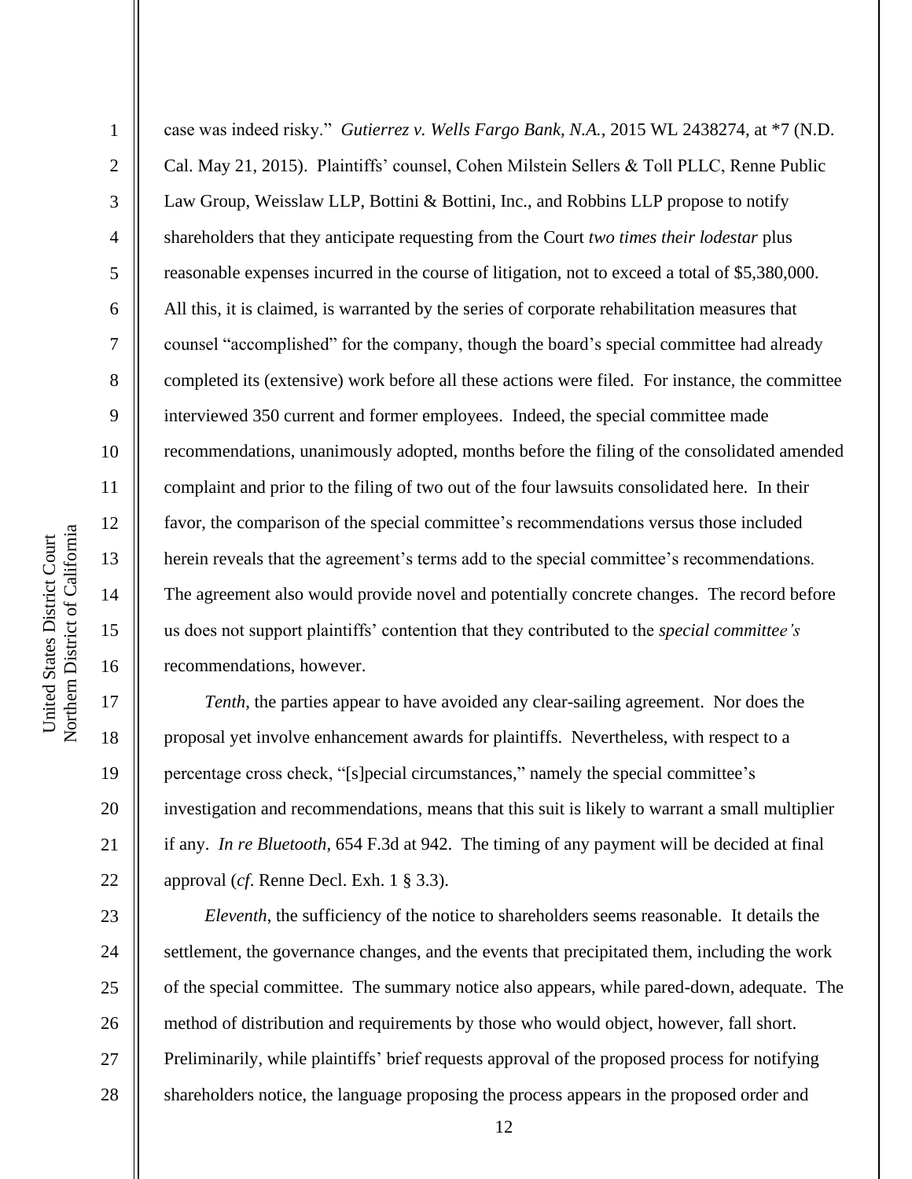case was indeed risky." *Gutierrez v. Wells Fargo Bank, N.A.*, 2015 WL 2438274, at *7 (N.D. Cal. May 21, 2015). Plaintiffs' counsel, Cohen Milstein Sellers & Toll PLLC, Renne Public Law Group, Weisslaw LLP, Bottini & Bottini, Inc., and Robbins LLP propose to notify shareholders that they anticipate requesting from the Court *two times their lodestar* plus reasonable expenses incurred in the course of litigation, not to exceed a total of $5,380,000. All this, it is claimed, is warranted by the series of corporate rehabilitation measures that counsel "accomplished" for the company, though the board's special committee had already completed its (extensive) work before all these actions were filed. For instance, the committee interviewed 350 current and former employees. Indeed, the special committee made recommendations, unanimously adopted, months before the filing of the consolidated amended complaint and prior to the filing of two out of the four lawsuits consolidated here. In their favor, the comparison of the special committee's recommendations versus those included herein reveals that the agreement's terms add to the special committee's recommendations. The agreement also would provide novel and potentially concrete changes. The record before us does not support plaintiffs' contention that they contributed to the *special committee's* recommendations, however.

*Tenth*, the parties appear to have avoided any clear-sailing agreement. Nor does the proposal yet involve enhancement awards for plaintiffs. Nevertheless, with respect to a percentage cross check, "[s]pecial circumstances," namely the special committee's investigation and recommendations, means that this suit is likely to warrant a small multiplier if any. *In re Bluetooth*, 654 F.3d at 942. The timing of any payment will be decided at final approval (*cf*. Renne Decl. Exh. 1 § 3.3).

*Eleventh*, the sufficiency of the notice to shareholders seems reasonable. It details the settlement, the governance changes, and the events that precipitated them, including the work of the special committee. The summary notice also appears, while pared-down, adequate. The method of distribution and requirements by those who would object, however, fall short. Preliminarily, while plaintiffs' brief requests approval of the proposed process for notifying shareholders notice, the language proposing the process appears in the proposed order and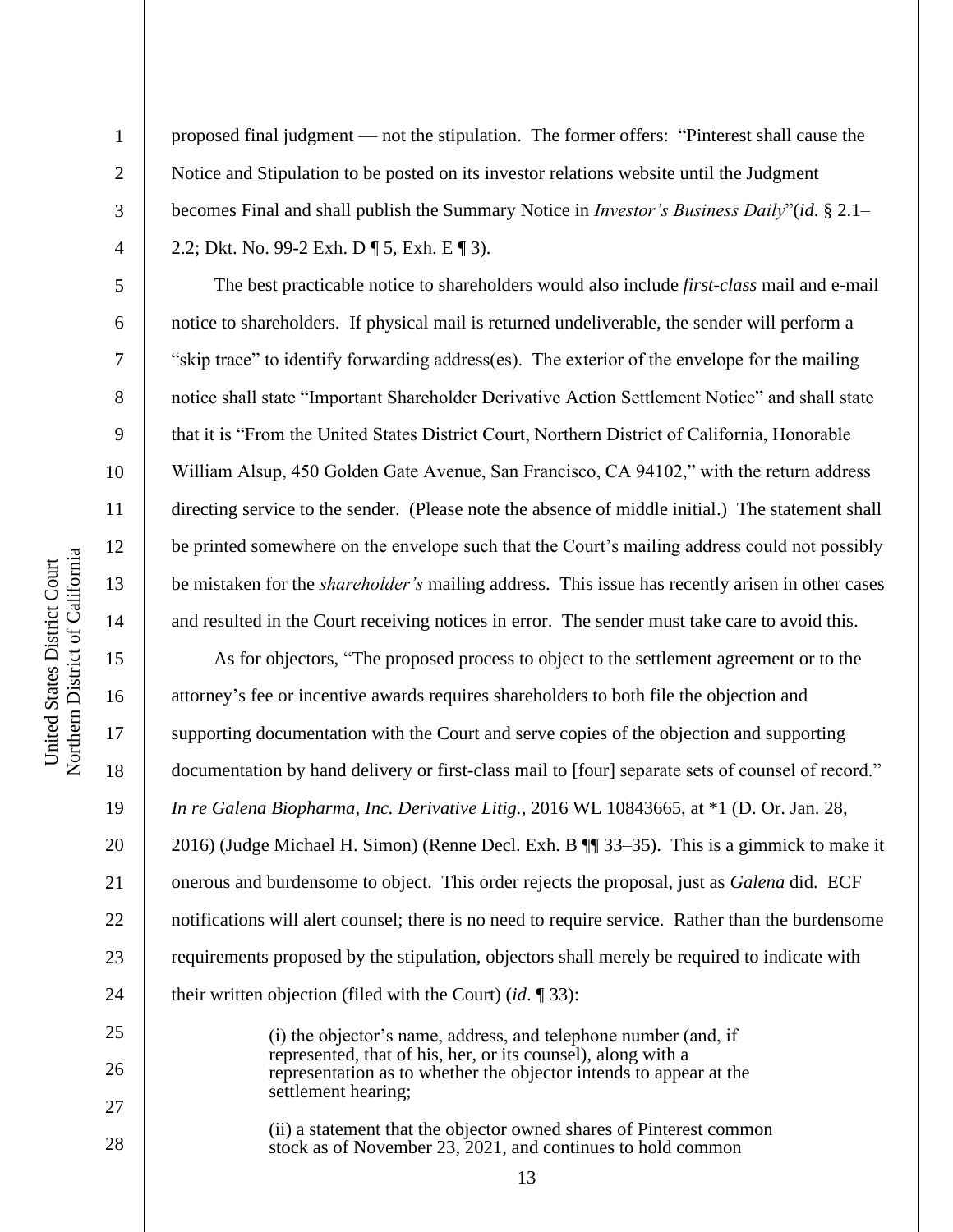proposed final judgment — not the stipulation. The former offers: "Pinterest shall cause the Notice and Stipulation to be posted on its investor relations website until the Judgment becomes Final and shall publish the Summary Notice in *Investor's Business Daily*"(*id*. § 2.1–2.2; Dkt. No. 99-2 Exh. D ¶ 5, Exh. E ¶ 3).

The best practicable notice to shareholders would also include *first-class* mail and e-mail notice to shareholders. If physical mail is returned undeliverable, the sender will perform a "skip trace" to identify forwarding address(es). The exterior of the envelope for the mailing notice shall state "Important Shareholder Derivative Action Settlement Notice" and shall state that it is "From the United States District Court, Northern District of California, Honorable William Alsup, 450 Golden Gate Avenue, San Francisco, CA 94102," with the return address directing service to the sender. (Please note the absence of middle initial.) The statement shall be printed somewhere on the envelope such that the Court's mailing address could not possibly be mistaken for the *shareholder's* mailing address. This issue has recently arisen in other cases and resulted in the Court receiving notices in error. The sender must take care to avoid this.

As for objectors, "The proposed process to object to the settlement agreement or to the attorney's fee or incentive awards requires shareholders to both file the objection and supporting documentation with the Court and serve copies of the objection and supporting documentation by hand delivery or first-class mail to [four] separate sets of counsel of record." *In re Galena Biopharma, Inc. Derivative Litig.*, 2016 WL 10843665, at *1 (D. Or. Jan. 28, 2016) (Judge Michael H. Simon) (Renne Decl. Exh. B ¶¶ 33–35). This is a gimmick to make it onerous and burdensome to object. This order rejects the proposal, just as *Galena* did. ECF notifications will alert counsel; there is no need to require service. Rather than the burdensome requirements proposed by the stipulation, objectors shall merely be required to indicate with their written objection (filed with the Court) (*id*. ¶ 33):

> (i) the objector's name, address, and telephone number (and, if represented, that of his, her, or its counsel), along with a representation as to whether the objector intends to appear at the settlement hearing;
>
> (ii) a statement that the objector owned shares of Pinterest common stock as of November 23, 2021, and continues to hold common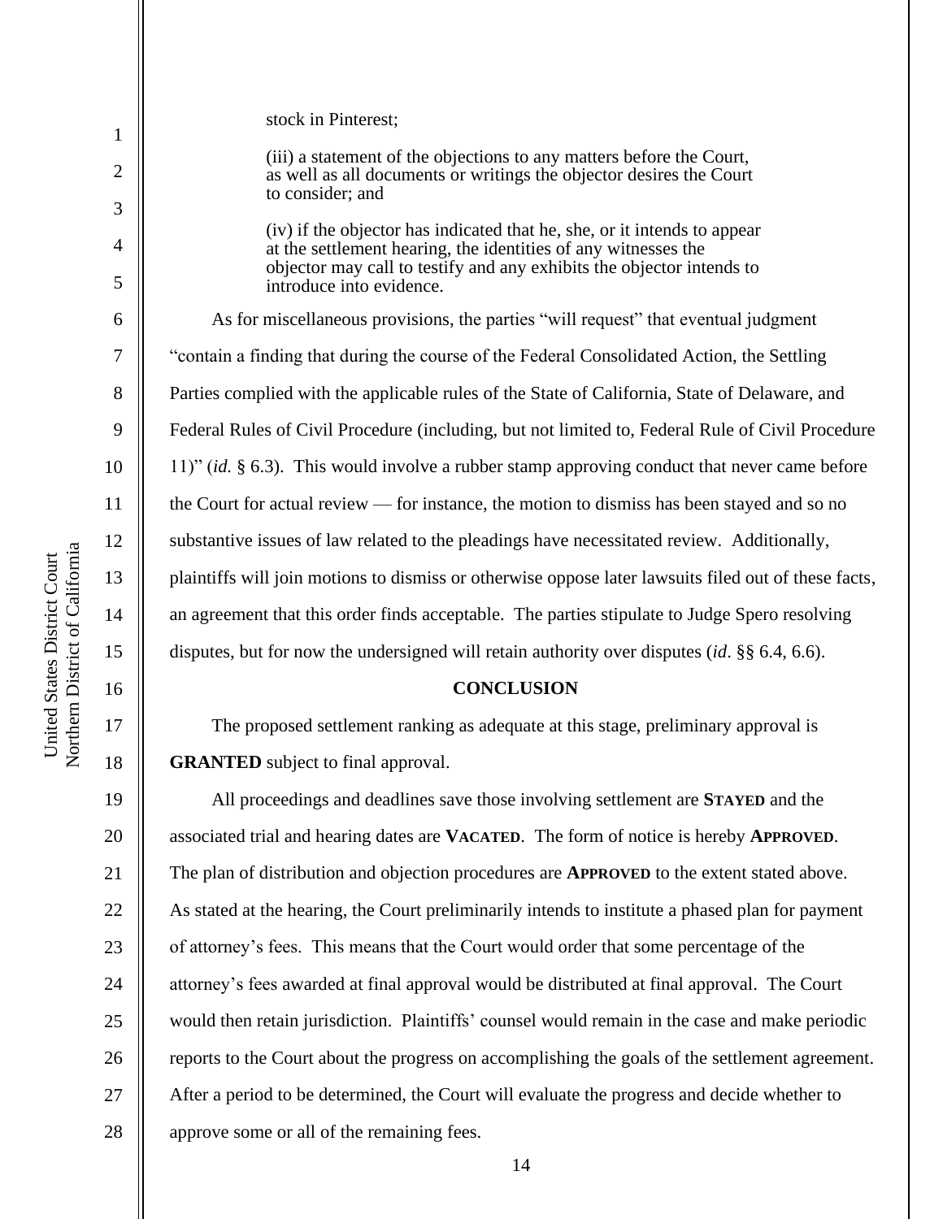stock in Pinterest;

(iii) a statement of the objections to any matters before the Court, as well as all documents or writings the objector desires the Court to consider; and

(iv) if the objector has indicated that he, she, or it intends to appear at the settlement hearing, the identities of any witnesses the objector may call to testify and any exhibits the objector intends to introduce into evidence.

As for miscellaneous provisions, the parties "will request" that eventual judgment "contain a finding that during the course of the Federal Consolidated Action, the Settling Parties complied with the applicable rules of the State of California, State of Delaware, and Federal Rules of Civil Procedure (including, but not limited to, Federal Rule of Civil Procedure 11)" (*id.* § 6.3). This would involve a rubber stamp approving conduct that never came before the Court for actual review — for instance, the motion to dismiss has been stayed and so no substantive issues of law related to the pleadings have necessitated review. Additionally, plaintiffs will join motions to dismiss or otherwise oppose later lawsuits filed out of these facts, an agreement that this order finds acceptable. The parties stipulate to Judge Spero resolving disputes, but for now the undersigned will retain authority over disputes (*id*. §§ 6.4, 6.6).

**CONCLUSION**

The proposed settlement ranking as adequate at this stage, preliminary approval is **GRANTED** subject to final approval.

All proceedings and deadlines save those involving settlement are **STAYED** and the associated trial and hearing dates are **VACATED**. The form of notice is hereby **APPROVED**. The plan of distribution and objection procedures are **APPROVED** to the extent stated above. As stated at the hearing, the Court preliminarily intends to institute a phased plan for payment of attorney's fees. This means that the Court would order that some percentage of the attorney's fees awarded at final approval would be distributed at final approval. The Court would then retain jurisdiction. Plaintiffs' counsel would remain in the case and make periodic reports to the Court about the progress on accomplishing the goals of the settlement agreement. After a period to be determined, the Court will evaluate the progress and decide whether to approve some or all of the remaining fees.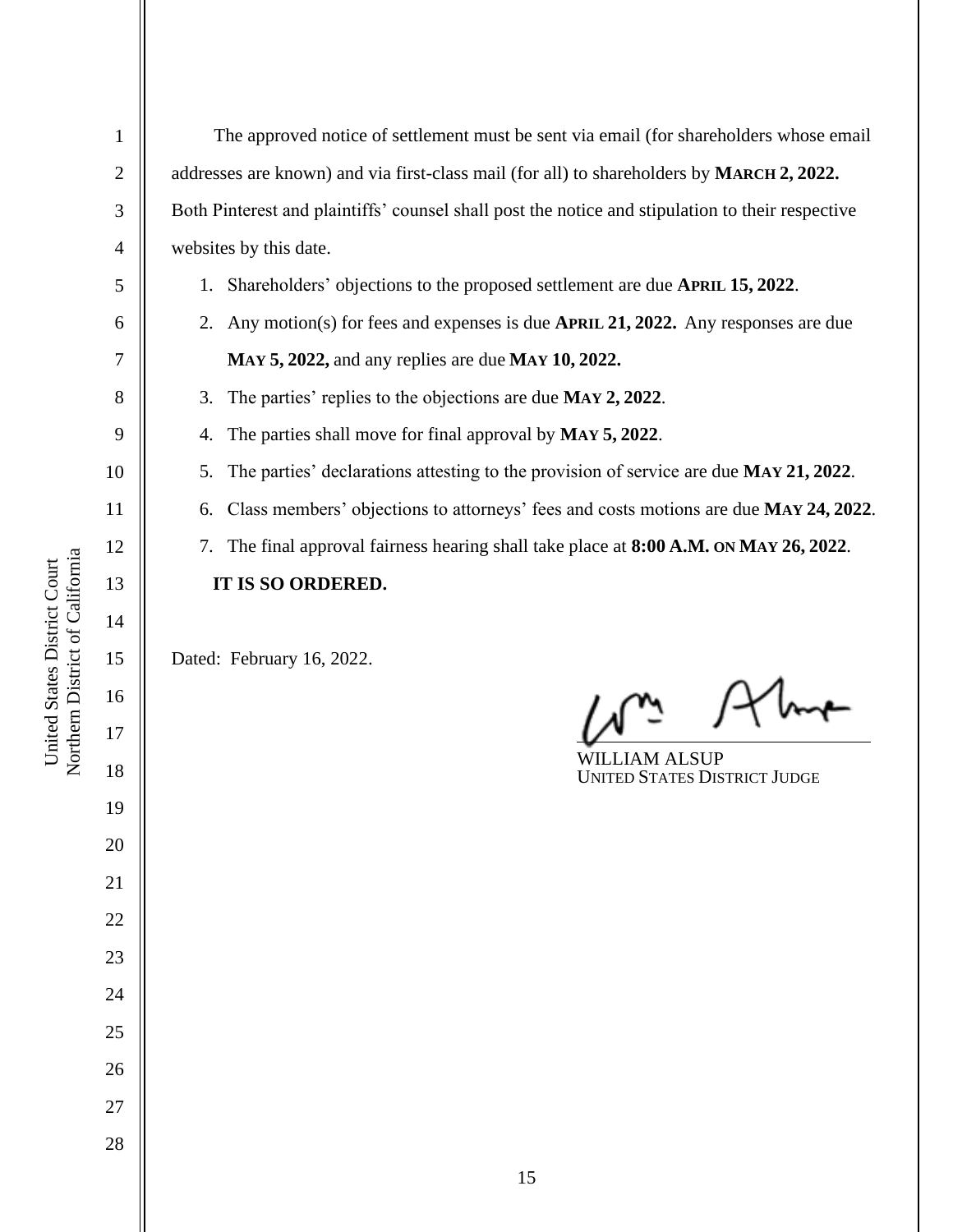The approved notice of settlement must be sent via email (for shareholders whose email addresses are known) and via first-class mail (for all) to shareholders by **MARCH 2, 2022.** Both Pinterest and plaintiffs' counsel shall post the notice and stipulation to their respective websites by this date.

1. Shareholders' objections to the proposed settlement are due **APRIL 15, 2022**.
2. Any motion(s) for fees and expenses is due **APRIL 21, 2022.** Any responses are due **MAY 5, 2022,** and any replies are due **MAY 10, 2022.**
3. The parties' replies to the objections are due **MAY 2, 2022**.
4. The parties shall move for final approval by **MAY 5, 2022**.
5. The parties' declarations attesting to the provision of service are due **MAY 21, 2022**.
6. Class members' objections to attorneys' fees and costs motions are due **MAY 24, 2022**.
7. The final approval fairness hearing shall take place at **8:00 A.M. ON MAY 26, 2022**.

**IT IS SO ORDERED.**

Dated: February 16, 2022.

WILLIAM ALSUP
UNITED STATES DISTRICT JUDGE